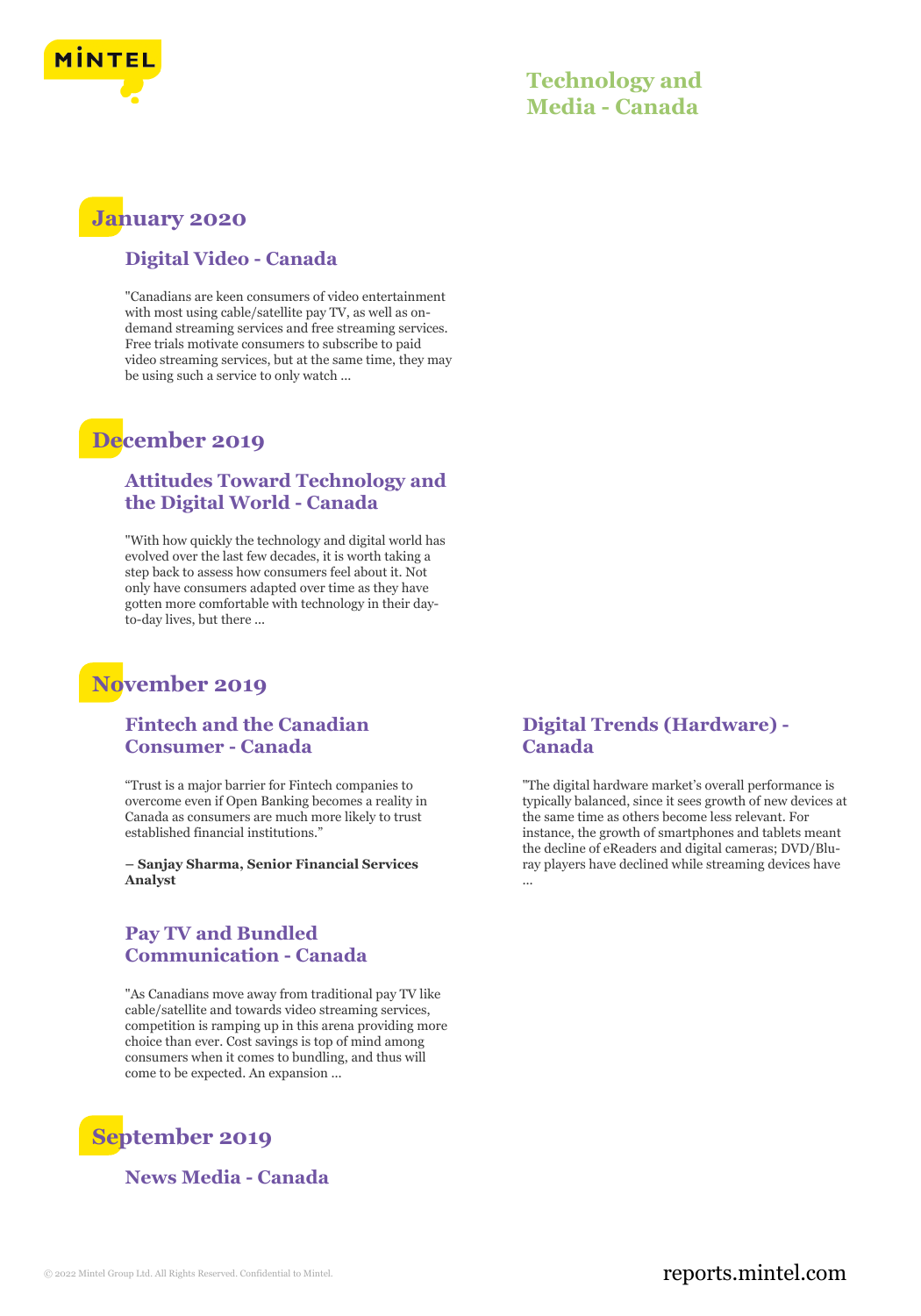# Technology and Media - Canada

## January 2020

### Digital Video - Canada

"Canadians are keen consumers of video entertainment with most using cable/satellite pay TV, as well as on-demand streaming services and free streaming services. Free trials motivate consumers to subscribe to paid video streaming services, but at the same time, they may be using such a service to only watch ...

## December 2019

### Attitudes Toward Technology and the Digital World - Canada

"With how quickly the technology and digital world has evolved over the last few decades, it is worth taking a step back to assess how consumers feel about it. Not only have consumers adapted over time as they have gotten more comfortable with technology in their day-to-day lives, but there ...

## November 2019

### Fintech and the Canadian Consumer - Canada

"Trust is a major barrier for Fintech companies to overcome even if Open Banking becomes a reality in Canada as consumers are much more likely to trust established financial institutions."

**– Sanjay Sharma, Senior Financial Services Analyst**

### Pay TV and Bundled Communication - Canada

"As Canadians move away from traditional pay TV like cable/satellite and towards video streaming services, competition is ramping up in this arena providing more choice than ever. Cost savings is top of mind among consumers when it comes to bundling, and thus will come to be expected. An expansion ...

### Digital Trends (Hardware) - Canada

"The digital hardware market's overall performance is typically balanced, since it sees growth of new devices at the same time as others become less relevant. For instance, the growth of smartphones and tablets meant the decline of eReaders and digital cameras; DVD/Blu-ray players have declined while streaming devices have ...

## September 2019

### News Media - Canada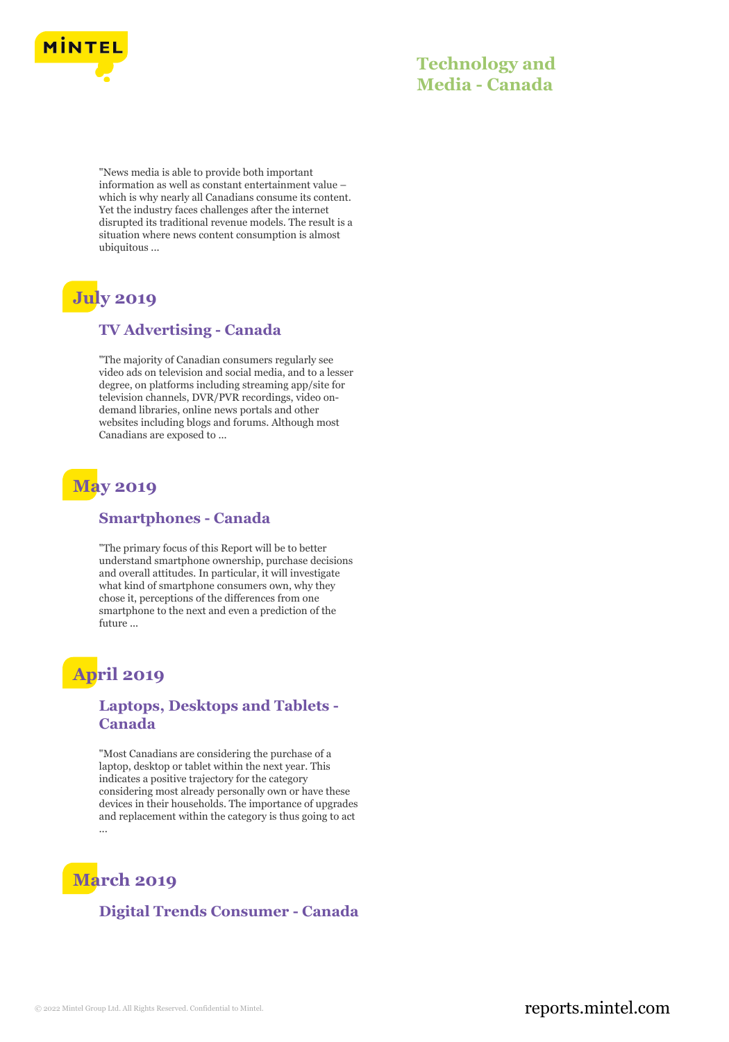"News media is able to provide both important information as well as constant entertainment value – which is why nearly all Canadians consume its content. Yet the industry faces challenges after the internet disrupted its traditional revenue models. The result is a situation where news content consumption is almost ubiquitous ...

## July 2019

### TV Advertising - Canada

"The majority of Canadian consumers regularly see video ads on television and social media, and to a lesser degree, on platforms including streaming app/site for television channels, DVR/PVR recordings, video on-demand libraries, online news portals and other websites including blogs and forums. Although most Canadians are exposed to ...

## May 2019

### Smartphones - Canada

"The primary focus of this Report will be to better understand smartphone ownership, purchase decisions and overall attitudes. In particular, it will investigate what kind of smartphone consumers own, why they chose it, perceptions of the differences from one smartphone to the next and even a prediction of the future ...

## April 2019

### Laptops, Desktops and Tablets - Canada

"Most Canadians are considering the purchase of a laptop, desktop or tablet within the next year. This indicates a positive trajectory for the category considering most already personally own or have these devices in their households. The importance of upgrades and replacement within the category is thus going to act ...

## March 2019

### Digital Trends Consumer - Canada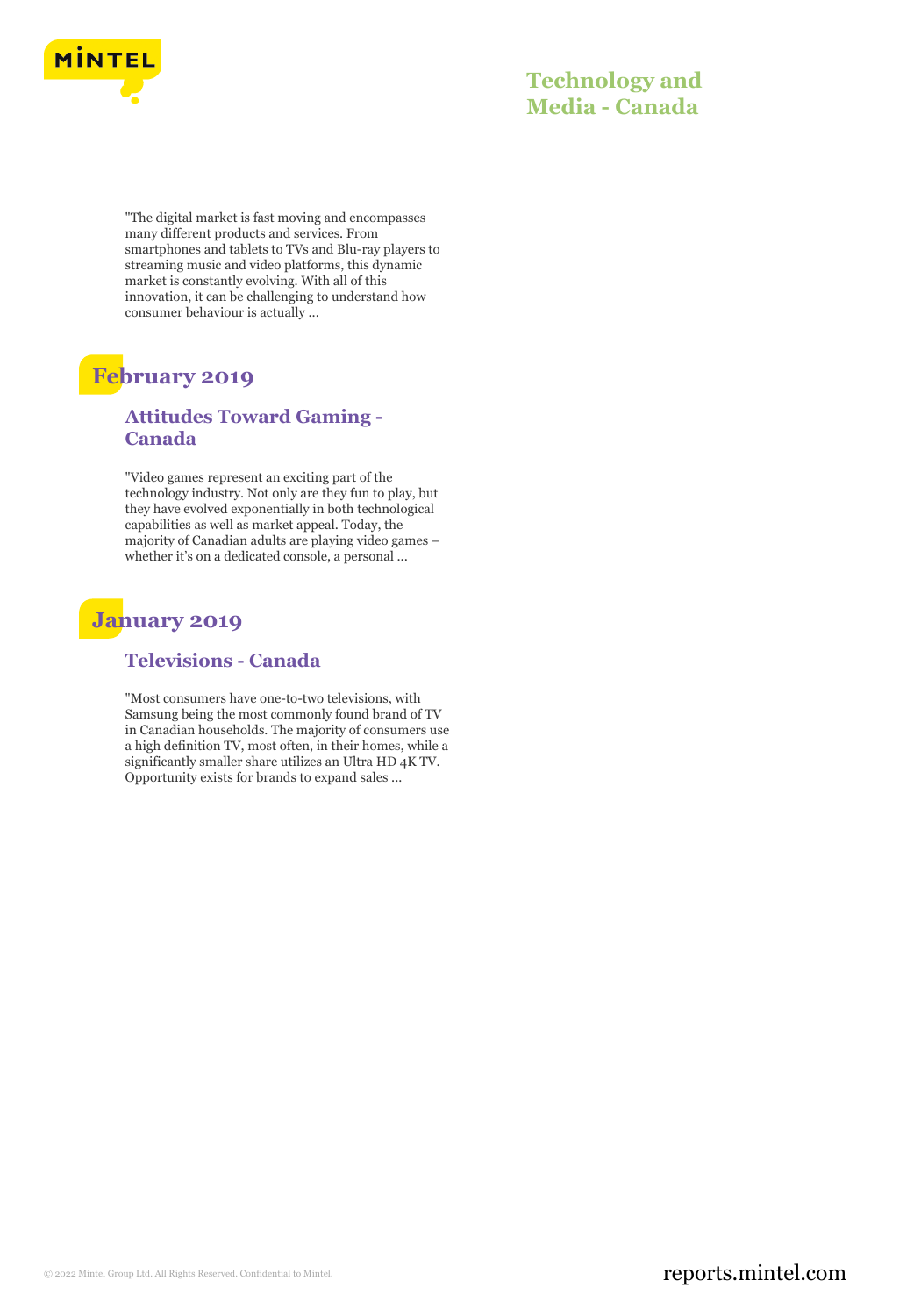"The digital market is fast moving and encompasses many different products and services. From smartphones and tablets to TVs and Blu-ray players to streaming music and video platforms, this dynamic market is constantly evolving. With all of this innovation, it can be challenging to understand how consumer behaviour is actually ...

## February 2019

### Attitudes Toward Gaming - Canada

"Video games represent an exciting part of the technology industry. Not only are they fun to play, but they have evolved exponentially in both technological capabilities as well as market appeal. Today, the majority of Canadian adults are playing video games – whether it's on a dedicated console, a personal ...

## January 2019

### Televisions - Canada

"Most consumers have one-to-two televisions, with Samsung being the most commonly found brand of TV in Canadian households. The majority of consumers use a high definition TV, most often, in their homes, while a significantly smaller share utilizes an Ultra HD 4K TV. Opportunity exists for brands to expand sales ...